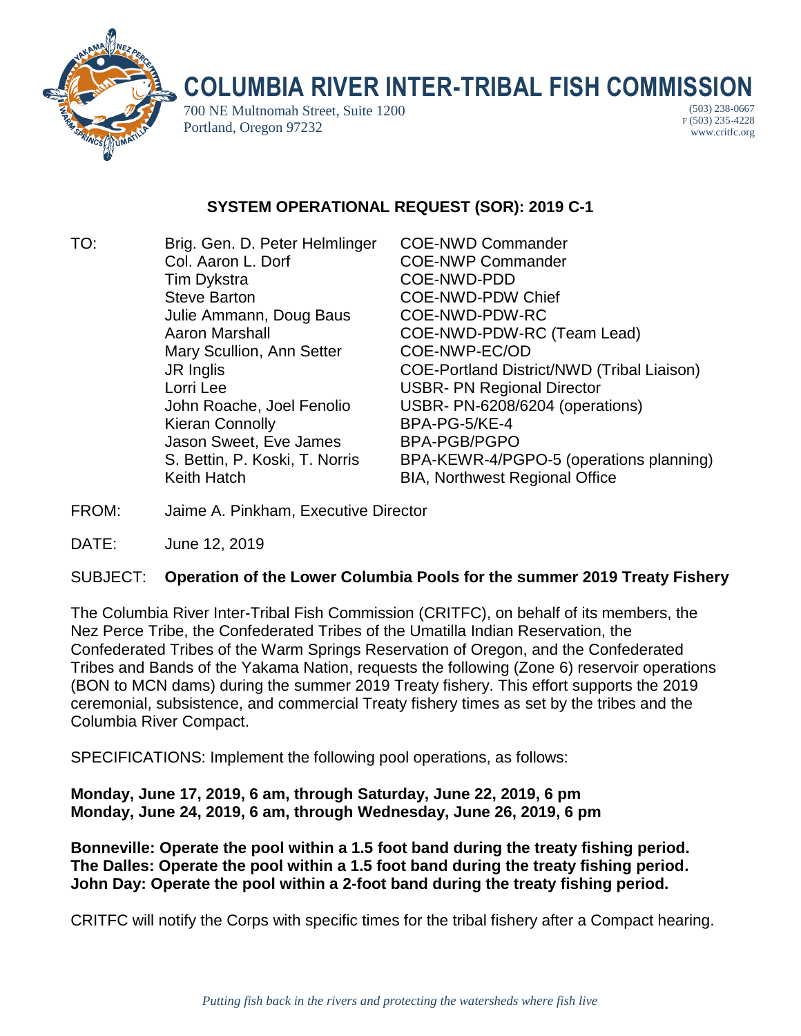# COLUMBIA RIVER INTER-TRIBAL FISH COMMISSION

700 NE Multnomah Street, Suite 1200
Portland, Oregon 97232

(503) 238-0667
F (503) 235-4228
www.critfc.org

## SYSTEM OPERATIONAL REQUEST (SOR): 2019 C-1

| TO: | | |
|---|---|---|
| | Brig. Gen. D. Peter Helmlinger | COE-NWD Commander |
| | Col. Aaron L. Dorf | COE-NWP Commander |
| | Tim Dykstra | COE-NWD-PDD |
| | Steve Barton | COE-NWD-PDW Chief |
| | Julie Ammann, Doug Baus | COE-NWD-PDW-RC |
| | Aaron Marshall | COE-NWD-PDW-RC (Team Lead) |
| | Mary Scullion, Ann Setter | COE-NWP-EC/OD |
| | JR Inglis | COE-Portland District/NWD (Tribal Liaison) |
| | Lorri Lee | USBR- PN Regional Director |
| | John Roache, Joel Fenolio | USBR- PN-6208/6204 (operations) |
| | Kieran Connolly | BPA-PG-5/KE-4 |
| | Jason Sweet, Eve James | BPA-PGB/PGPO |
| | S. Bettin, P. Koski, T. Norris | BPA-KEWR-4/PGPO-5 (operations planning) |
| | Keith Hatch | BIA, Northwest Regional Office |

FROM: Jaime A. Pinkham, Executive Director

DATE: June 12, 2019

SUBJECT: **Operation of the Lower Columbia Pools for the summer 2019 Treaty Fishery**

The Columbia River Inter-Tribal Fish Commission (CRITFC), on behalf of its members, the Nez Perce Tribe, the Confederated Tribes of the Umatilla Indian Reservation, the Confederated Tribes of the Warm Springs Reservation of Oregon, and the Confederated Tribes and Bands of the Yakama Nation, requests the following (Zone 6) reservoir operations (BON to MCN dams) during the summer 2019 Treaty fishery. This effort supports the 2019 ceremonial, subsistence, and commercial Treaty fishery times as set by the tribes and the Columbia River Compact.

SPECIFICATIONS: Implement the following pool operations, as follows:

**Monday, June 17, 2019, 6 am, through Saturday, June 22, 2019, 6 pm**
**Monday, June 24, 2019, 6 am, through Wednesday, June 26, 2019, 6 pm**

**Bonneville: Operate the pool within a 1.5 foot band during the treaty fishing period.**
**The Dalles: Operate the pool within a 1.5 foot band during the treaty fishing period.**
**John Day: Operate the pool within a 2-foot band during the treaty fishing period.**

CRITFC will notify the Corps with specific times for the tribal fishery after a Compact hearing.

*Putting fish back in the rivers and protecting the watersheds where fish live*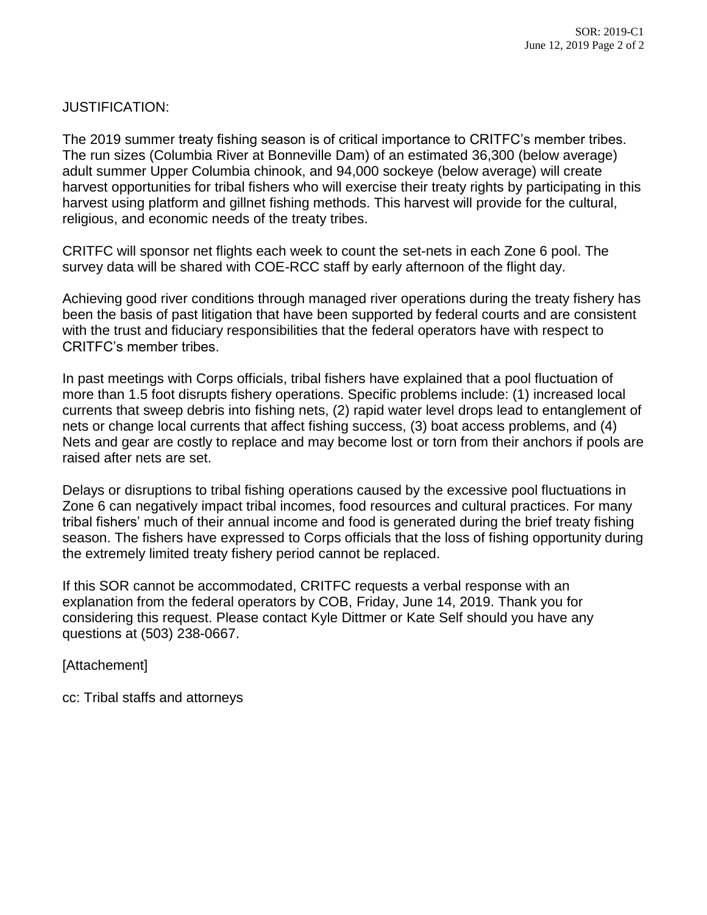JUSTIFICATION:

The 2019 summer treaty fishing season is of critical importance to CRITFC's member tribes. The run sizes (Columbia River at Bonneville Dam) of an estimated 36,300 (below average) adult summer Upper Columbia chinook, and 94,000 sockeye (below average) will create harvest opportunities for tribal fishers who will exercise their treaty rights by participating in this harvest using platform and gillnet fishing methods. This harvest will provide for the cultural, religious, and economic needs of the treaty tribes.

CRITFC will sponsor net flights each week to count the set-nets in each Zone 6 pool. The survey data will be shared with COE-RCC staff by early afternoon of the flight day.

Achieving good river conditions through managed river operations during the treaty fishery has been the basis of past litigation that have been supported by federal courts and are consistent with the trust and fiduciary responsibilities that the federal operators have with respect to CRITFC's member tribes.

In past meetings with Corps officials, tribal fishers have explained that a pool fluctuation of more than 1.5 foot disrupts fishery operations. Specific problems include: (1) increased local currents that sweep debris into fishing nets, (2) rapid water level drops lead to entanglement of nets or change local currents that affect fishing success, (3) boat access problems, and (4) Nets and gear are costly to replace and may become lost or torn from their anchors if pools are raised after nets are set.

Delays or disruptions to tribal fishing operations caused by the excessive pool fluctuations in Zone 6 can negatively impact tribal incomes, food resources and cultural practices. For many tribal fishers' much of their annual income and food is generated during the brief treaty fishing season. The fishers have expressed to Corps officials that the loss of fishing opportunity during the extremely limited treaty fishery period cannot be replaced.

If this SOR cannot be accommodated, CRITFC requests a verbal response with an explanation from the federal operators by COB, Friday, June 14, 2019. Thank you for considering this request. Please contact Kyle Dittmer or Kate Self should you have any questions at (503) 238-0667.

[Attachement]

cc: Tribal staffs and attorneys